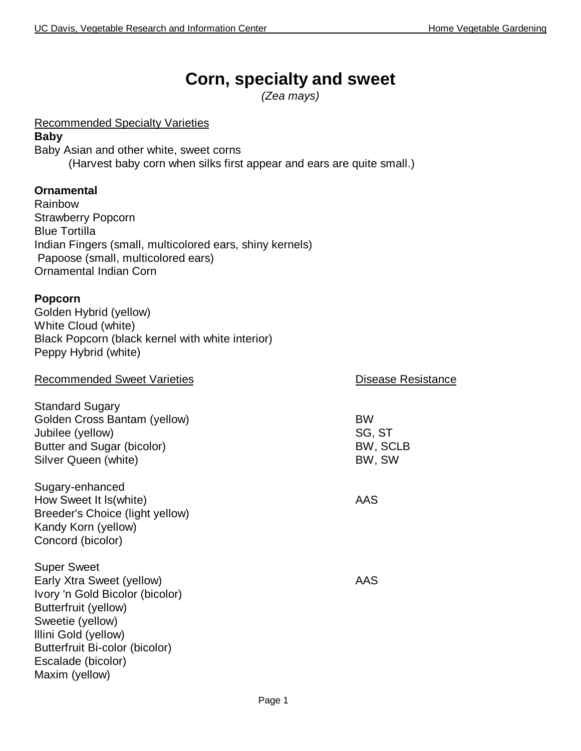# Corn, specialty and sweet

*(Zea mays)*

Recommended Specialty Varieties

**Baby**

Baby Asian and other white, sweet corns
(Harvest baby corn when silks first appear and ears are quite small.)

**Ornamental**

Rainbow
Strawberry Popcorn
Blue Tortilla
Indian Fingers (small, multicolored ears, shiny kernels)
Papoose (small, multicolored ears)
Ornamental Indian Corn

**Popcorn**

Golden Hybrid (yellow)
White Cloud (white)
Black Popcorn (black kernel with white interior)
Peppy Hybrid (white)

| Recommended Sweet Varieties | Disease Resistance |
| --- | --- |
| **Standard Sugary** | |
| Golden Cross Bantam (yellow) | BW |
| Jubilee (yellow) | SG, ST |
| Butter and Sugar (bicolor) | BW, SCLB |
| Silver Queen (white) | BW, SW |
| **Sugary-enhanced** | |
| How Sweet It Is(white) | AAS |
| Breeder's Choice (light yellow) | |
| Kandy Korn (yellow) | |
| Concord (bicolor) | |
| **Super Sweet** | |
| Early Xtra Sweet (yellow) | AAS |
| Ivory 'n Gold Bicolor (bicolor) | |
| Butterfruit (yellow) | |
| Sweetie (yellow) | |
| Illini Gold (yellow) | |
| Butterfruit Bi-color (bicolor) | |
| Escalade (bicolor) | |
| Maxim (yellow) | |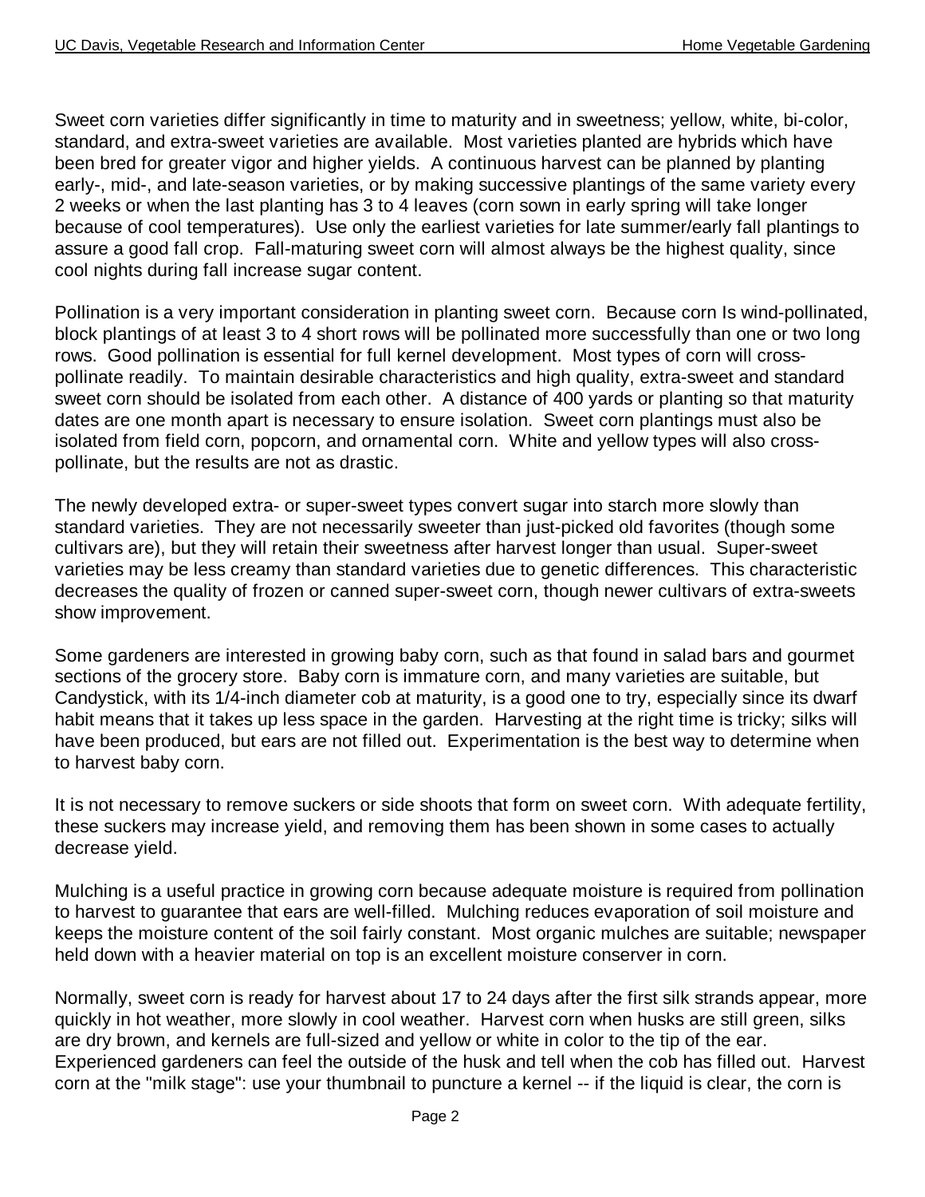Sweet corn varieties differ significantly in time to maturity and in sweetness; yellow, white, bi-color, standard, and extra-sweet varieties are available. Most varieties planted are hybrids which have been bred for greater vigor and higher yields. A continuous harvest can be planned by planting early-, mid-, and late-season varieties, or by making successive plantings of the same variety every 2 weeks or when the last planting has 3 to 4 leaves (corn sown in early spring will take longer because of cool temperatures). Use only the earliest varieties for late summer/early fall plantings to assure a good fall crop. Fall-maturing sweet corn will almost always be the highest quality, since cool nights during fall increase sugar content.

Pollination is a very important consideration in planting sweet corn. Because corn Is wind-pollinated, block plantings of at least 3 to 4 short rows will be pollinated more successfully than one or two long rows. Good pollination is essential for full kernel development. Most types of corn will cross-pollinate readily. To maintain desirable characteristics and high quality, extra-sweet and standard sweet corn should be isolated from each other. A distance of 400 yards or planting so that maturity dates are one month apart is necessary to ensure isolation. Sweet corn plantings must also be isolated from field corn, popcorn, and ornamental corn. White and yellow types will also cross-pollinate, but the results are not as drastic.

The newly developed extra- or super-sweet types convert sugar into starch more slowly than standard varieties. They are not necessarily sweeter than just-picked old favorites (though some cultivars are), but they will retain their sweetness after harvest longer than usual. Super-sweet varieties may be less creamy than standard varieties due to genetic differences. This characteristic decreases the quality of frozen or canned super-sweet corn, though newer cultivars of extra-sweets show improvement.

Some gardeners are interested in growing baby corn, such as that found in salad bars and gourmet sections of the grocery store. Baby corn is immature corn, and many varieties are suitable, but Candystick, with its 1/4-inch diameter cob at maturity, is a good one to try, especially since its dwarf habit means that it takes up less space in the garden. Harvesting at the right time is tricky; silks will have been produced, but ears are not filled out. Experimentation is the best way to determine when to harvest baby corn.

It is not necessary to remove suckers or side shoots that form on sweet corn. With adequate fertility, these suckers may increase yield, and removing them has been shown in some cases to actually decrease yield.

Mulching is a useful practice in growing corn because adequate moisture is required from pollination to harvest to guarantee that ears are well-filled. Mulching reduces evaporation of soil moisture and keeps the moisture content of the soil fairly constant. Most organic mulches are suitable; newspaper held down with a heavier material on top is an excellent moisture conserver in corn.

Normally, sweet corn is ready for harvest about 17 to 24 days after the first silk strands appear, more quickly in hot weather, more slowly in cool weather. Harvest corn when husks are still green, silks are dry brown, and kernels are full-sized and yellow or white in color to the tip of the ear. Experienced gardeners can feel the outside of the husk and tell when the cob has filled out. Harvest corn at the "milk stage": use your thumbnail to puncture a kernel -- if the liquid is clear, the corn is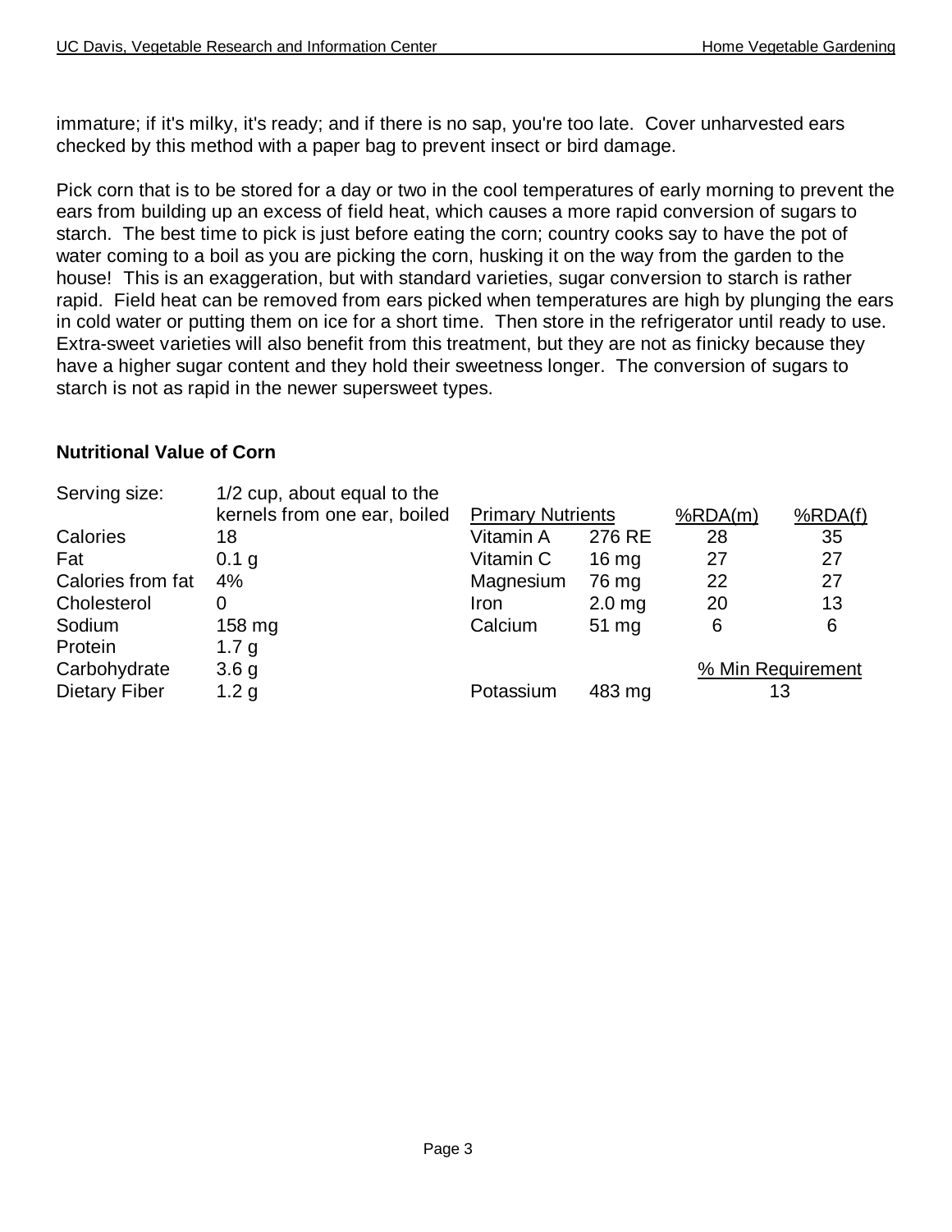immature; if it's milky, it's ready; and if there is no sap, you're too late. Cover unharvested ears checked by this method with a paper bag to prevent insect or bird damage.

Pick corn that is to be stored for a day or two in the cool temperatures of early morning to prevent the ears from building up an excess of field heat, which causes a more rapid conversion of sugars to starch. The best time to pick is just before eating the corn; country cooks say to have the pot of water coming to a boil as you are picking the corn, husking it on the way from the garden to the house! This is an exaggeration, but with standard varieties, sugar conversion to starch is rather rapid. Field heat can be removed from ears picked when temperatures are high by plunging the ears in cold water or putting them on ice for a short time. Then store in the refrigerator until ready to use. Extra-sweet varieties will also benefit from this treatment, but they are not as finicky because they have a higher sugar content and they hold their sweetness longer. The conversion of sugars to starch is not as rapid in the newer supersweet types.

### Nutritional Value of Corn

| Serving size: | 1/2 cup, about equal to the kernels from one ear, boiled | Primary Nutrients | | %RDA(m) | %RDA(f) |
|---|---|---|---|---|---|
| Calories | 18 | Vitamin A | 276 RE | 28 | 35 |
| Fat | 0.1 g | Vitamin C | 16 mg | 27 | 27 |
| Calories from fat | 4% | Magnesium | 76 mg | 22 | 27 |
| Cholesterol | 0 | Iron | 2.0 mg | 20 | 13 |
| Sodium | 158 mg | Calcium | 51 mg | 6 | 6 |
| Protein | 1.7 g | | | | |
| Carbohydrate | 3.6 g | | | % Min Requirement | |
| Dietary Fiber | 1.2 g | Potassium | 483 mg | 13 | |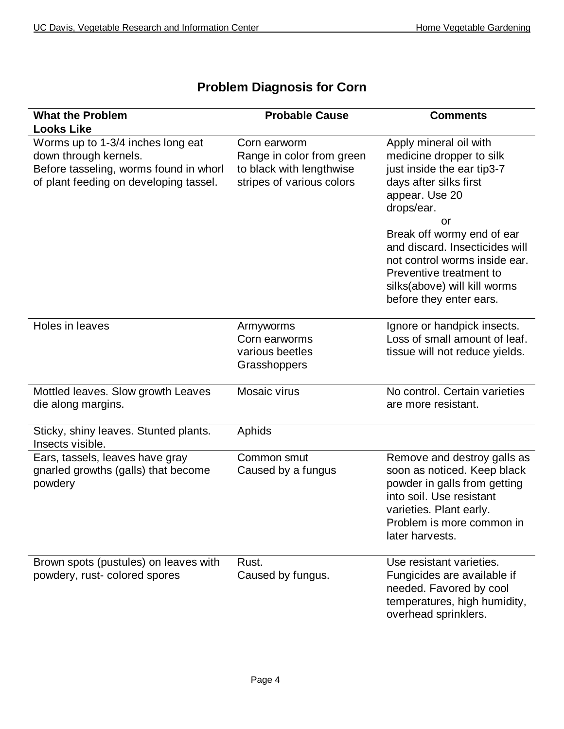## Problem Diagnosis for Corn

| What the Problem Looks Like | Probable Cause | Comments |
|---|---|---|
| Worms up to 1-3/4 inches long eat down through kernels. Before tasseling, worms found in whorl of plant feeding on developing tassel. | Corn earworm Range in color from green to black with lengthwise stripes of various colors | Apply mineral oil with medicine dropper to silk just inside the ear tip3-7 days after silks first appear. Use 20 drops/ear. or Break off wormy end of ear and discard. Insecticides will not control worms inside ear. Preventive treatment to silks(above) will kill worms before they enter ears. |
| Holes in leaves | Armyworms Corn earworms various beetles Grasshoppers | Ignore or handpick insects. Loss of small amount of leaf. tissue will not reduce yields. |
| Mottled leaves. Slow growth Leaves die along margins. | Mosaic virus | No control. Certain varieties are more resistant. |
| Sticky, shiny leaves. Stunted plants. Insects visible. | Aphids | |
| Ears, tassels, leaves have gray gnarled growths (galls) that become powdery | Common smut Caused by a fungus | Remove and destroy galls as soon as noticed. Keep black powder in galls from getting into soil. Use resistant varieties. Plant early. Problem is more common in later harvests. |
| Brown spots (pustules) on leaves with powdery, rust- colored spores | Rust. Caused by fungus. | Use resistant varieties. Fungicides are available if needed. Favored by cool temperatures, high humidity, overhead sprinklers. |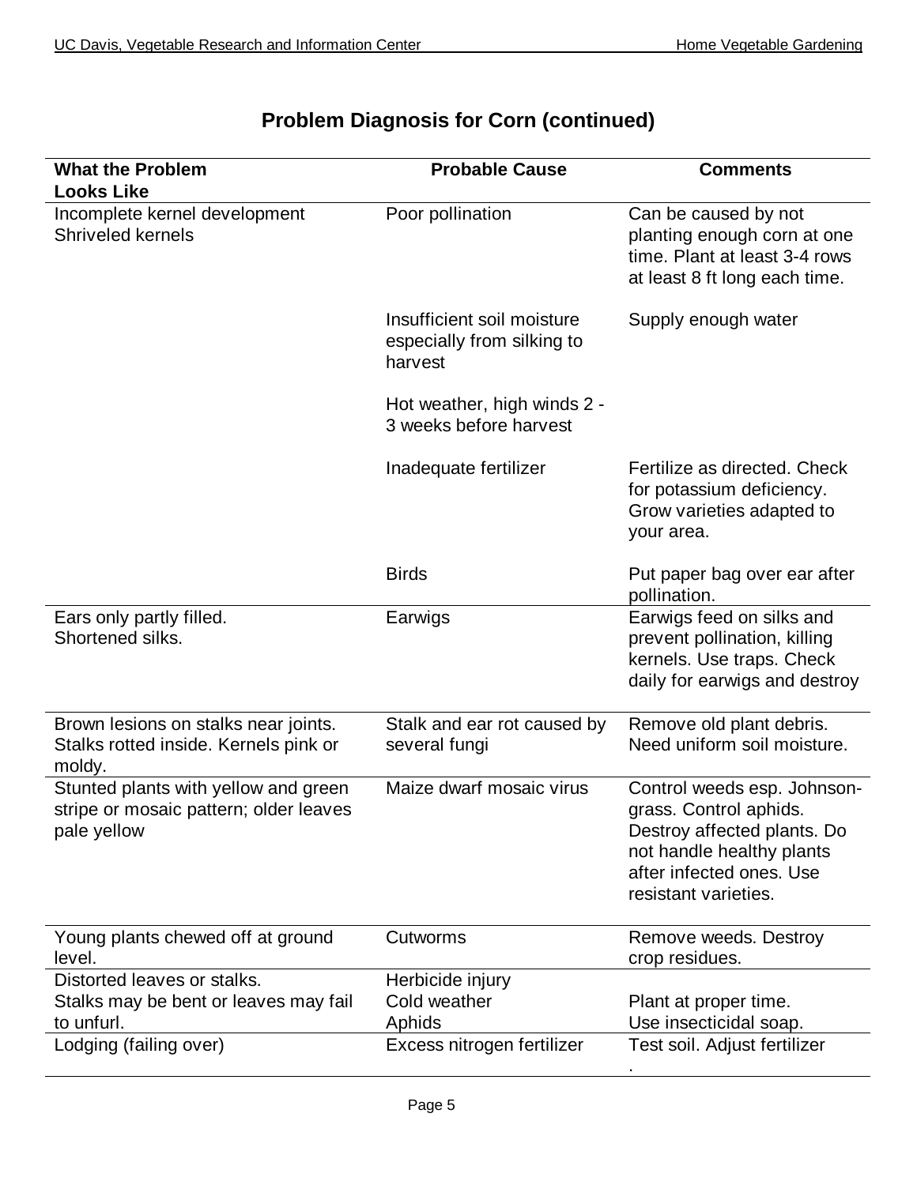## Problem Diagnosis for Corn (continued)

| What the Problem Looks Like | Probable Cause | Comments |
|---|---|---|
| Incomplete kernel development<br>Shriveled kernels | Poor pollination | Can be caused by not planting enough corn at one time. Plant at least 3-4 rows at least 8 ft long each time. |
| | Insufficient soil moisture especially from silking to harvest | Supply enough water |
| | Hot weather, high winds 2 - 3 weeks before harvest | |
| | Inadequate fertilizer | Fertilize as directed. Check for potassium deficiency. Grow varieties adapted to your area. |
| | Birds | Put paper bag over ear after pollination. |
| Ears only partly filled.<br>Shortened silks. | Earwigs | Earwigs feed on silks and prevent pollination, killing kernels. Use traps. Check daily for earwigs and destroy |
| Brown lesions on stalks near joints. Stalks rotted inside. Kernels pink or moldy. | Stalk and ear rot caused by several fungi | Remove old plant debris. Need uniform soil moisture. |
| Stunted plants with yellow and green stripe or mosaic pattern; older leaves pale yellow | Maize dwarf mosaic virus | Control weeds esp. Johnson-grass. Control aphids. Destroy affected plants. Do not handle healthy plants after infected ones. Use resistant varieties. |
| Young plants chewed off at ground level. | Cutworms | Remove weeds. Destroy crop residues. |
| Distorted leaves or stalks.<br>Stalks may be bent or leaves may fail to unfurl. | Herbicide injury<br>Cold weather<br>Aphids | <br>Plant at proper time.<br>Use insecticidal soap. |
| Lodging (failing over) | Excess nitrogen fertilizer | Test soil. Adjust fertilizer. |